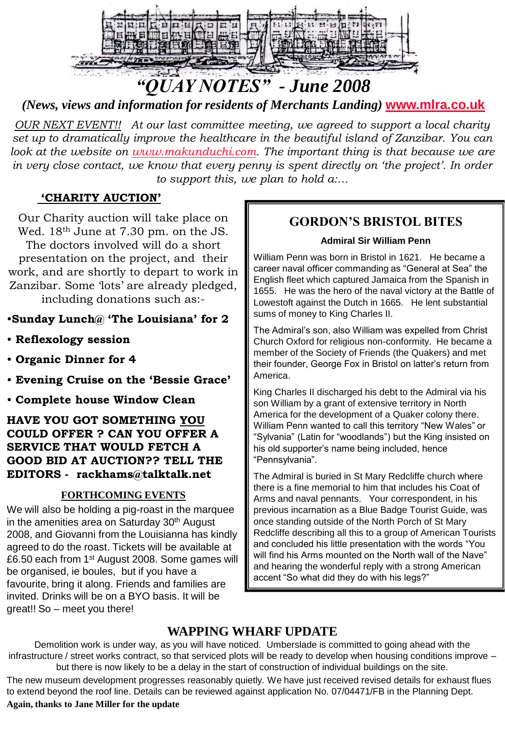# *"QUAY NOTES" - June 2008*

***(News, views and information for residents of Merchants Landing)* www.mlra.co.uk**

*OUR NEXT EVENT!! At our last committee meeting, we agreed to support a local charity set up to dramatically improve the healthcare in the beautiful island of Zanzibar. You can look at the website on www.makunduchi.com. The important thing is that because we are in very close contact, we know that every penny is spent directly on 'the project'. In order to support this, we plan to hold a:...*

## 'CHARITY AUCTION'

Our Charity auction will take place on Wed. 18th June at 7.30 pm. on the JS. The doctors involved will do a short presentation on the project, and their work, and are shortly to depart to work in Zanzibar. Some 'lots' are already pledged, including donations such as:-

- **Sunday Lunch@ 'The Louisiana' for 2**
- **Reflexology session**
- **Organic Dinner for 4**
- **Evening Cruise on the 'Bessie Grace'**
- **Complete house Window Clean**

**HAVE YOU GOT SOMETHING YOU COULD OFFER ? CAN YOU OFFER A SERVICE THAT WOULD FETCH A GOOD BID AT AUCTION?? TELL THE EDITORS - rackhams@talktalk.net**

### FORTHCOMING EVENTS

We will also be holding a pig-roast in the marquee in the amenities area on Saturday 30th August 2008, and Giovanni from the Louisianna has kindly agreed to do the roast. Tickets will be available at £6.50 each from 1st August 2008. Some games will be organised, ie boules, but if you have a favourite, bring it along. Friends and families are invited. Drinks will be on a BYO basis. It will be great!! So – meet you there!

## GORDON'S BRISTOL BITES

**Admiral Sir William Penn**

William Penn was born in Bristol in 1621. He became a career naval officer commanding as "General at Sea" the English fleet which captured Jamaica from the Spanish in 1655. He was the hero of the naval victory at the Battle of Lowestoft against the Dutch in 1665. He lent substantial sums of money to King Charles II.

The Admiral's son, also William was expelled from Christ Church Oxford for religious non-conformity. He became a member of the Society of Friends (the Quakers) and met their founder, George Fox in Bristol on latter's return from America.

King Charles II discharged his debt to the Admiral via his son William by a grant of extensive territory in North America for the development of a Quaker colony there. William Penn wanted to call this territory "New Wales" or "Sylvania" (Latin for "woodlands") but the King insisted on his old supporter's name being included, hence "Pennsylvania".

The Admiral is buried in St Mary Redcliffe church where there is a fine memorial to him that includes his Coat of Arms and naval pennants. Your correspondent, in his previous incarnation as a Blue Badge Tourist Guide, was once standing outside of the North Porch of St Mary Redcliffe describing all this to a group of American Tourists and concluded his little presentation with the words "You will find his Arms mounted on the North wall of the Nave" and hearing the wonderful reply with a strong American accent "So what did they do with his legs?"

## WAPPING WHARF UPDATE

Demolition work is under way, as you will have noticed. Umberslade is committed to going ahead with the infrastructure / street works contract, so that serviced plots will be ready to develop when housing conditions improve – but there is now likely to be a delay in the start of construction of individual buildings on the site.

The new museum development progresses reasonably quietly. We have just received revised details for exhaust flues to extend beyond the roof line. Details can be reviewed against application No. 07/04471/FB in the Planning Dept.

**Again, thanks to Jane Miller for the update**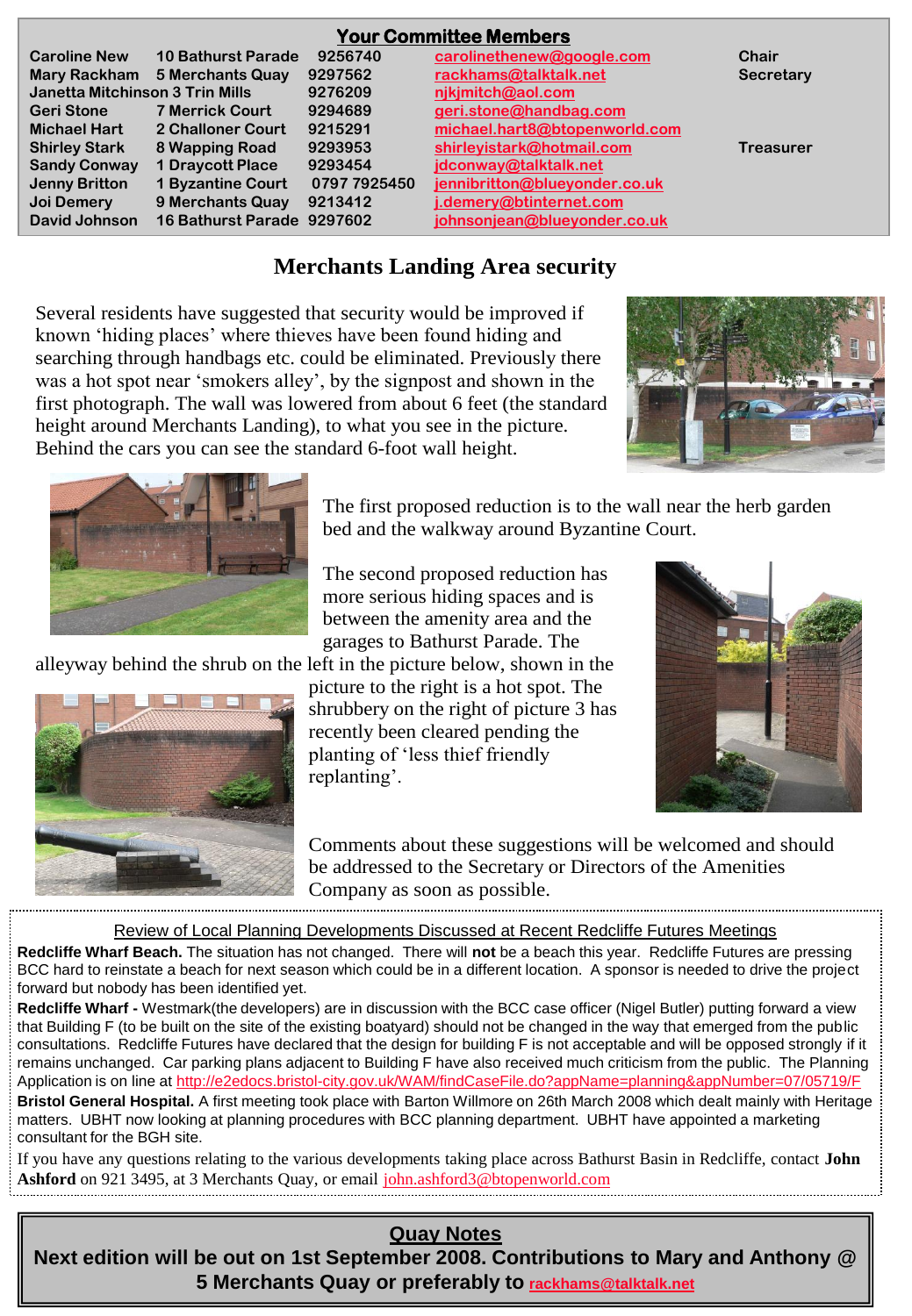## Your Committee Members

| | | | | |
|---|---|---|---|---|
| Caroline New | 10 Bathurst Parade | 9256740 | carolinethenew@google.com | Chair |
| Mary Rackham | 5 Merchants Quay | 9297562 | rackhams@talktalk.net | Secretary |
| Janetta Mitchinson | 3 Trin Mills | 9276209 | njkjmitch@aol.com | |
| Geri Stone | 7 Merrick Court | 9294689 | geri.stone@handbag.com | |
| Michael Hart | 2 Challoner Court | 9215291 | michael.hart8@btopenworld.com | |
| Shirley Stark | 8 Wapping Road | 9293953 | shirleyistark@hotmail.com | Treasurer |
| Sandy Conway | 1 Draycott Place | 9293454 | jdconway@talktalk.net | |
| Jenny Britton | 1 Byzantine Court | 0797 7925450 | jennibritton@blueyonder.co.uk | |
| Joi Demery | 9 Merchants Quay | 9213412 | j.demery@btinternet.com | |
| David Johnson | 16 Bathurst Parade | 9297602 | johnsonjean@blueyonder.co.uk | |

## Merchants Landing Area security

Several residents have suggested that security would be improved if known 'hiding places' where thieves have been found hiding and searching through handbags etc. could be eliminated. Previously there was a hot spot near 'smokers alley', by the signpost and shown in the first photograph. The wall was lowered from about 6 feet (the standard height around Merchants Landing), to what you see in the picture. Behind the cars you can see the standard 6-foot wall height.

The first proposed reduction is to the wall near the herb garden bed and the walkway around Byzantine Court.

The second proposed reduction has more serious hiding spaces and is between the amenity area and the garages to Bathurst Parade. The alleyway behind the shrub on the left in the picture below, shown in the picture to the right is a hot spot. The shrubbery on the right of picture 3 has recently been cleared pending the planting of 'less thief friendly replanting'.

Comments about these suggestions will be welcomed and should be addressed to the Secretary or Directors of the Amenities Company as soon as possible.

### Review of Local Planning Developments Discussed at Recent Redcliffe Futures Meetings

**Redcliffe Wharf Beach.** The situation has not changed. There will **not** be a beach this year. Redcliffe Futures are pressing BCC hard to reinstate a beach for next season which could be in a different location. A sponsor is needed to drive the project forward but nobody has been identified yet.

**Redcliffe Wharf -** Westmark(the developers) are in discussion with the BCC case officer (Nigel Butler) putting forward a view that Building F (to be built on the site of the existing boatyard) should not be changed in the way that emerged from the public consultations. Redcliffe Futures have declared that the design for building F is not acceptable and will be opposed strongly if it remains unchanged. Car parking plans adjacent to Building F have also received much criticism from the public. The Planning Application is on line at http://e2edocs.bristol-city.gov.uk/WAM/findCaseFile.do?appName=planning&appNumber=07/05719/F

**Bristol General Hospital.** A first meeting took place with Barton Willmore on 26th March 2008 which dealt mainly with Heritage matters. UBHT now looking at planning procedures with BCC planning department. UBHT have appointed a marketing consultant for the BGH site.

If you have any questions relating to the various developments taking place across Bathurst Basin in Redcliffe, contact **John Ashford** on 921 3495, at 3 Merchants Quay, or email john.ashford3@btopenworld.com

### Quay Notes

**Next edition will be out on 1st September 2008. Contributions to Mary and Anthony @ 5 Merchants Quay or preferably to rackhams@talktalk.net**